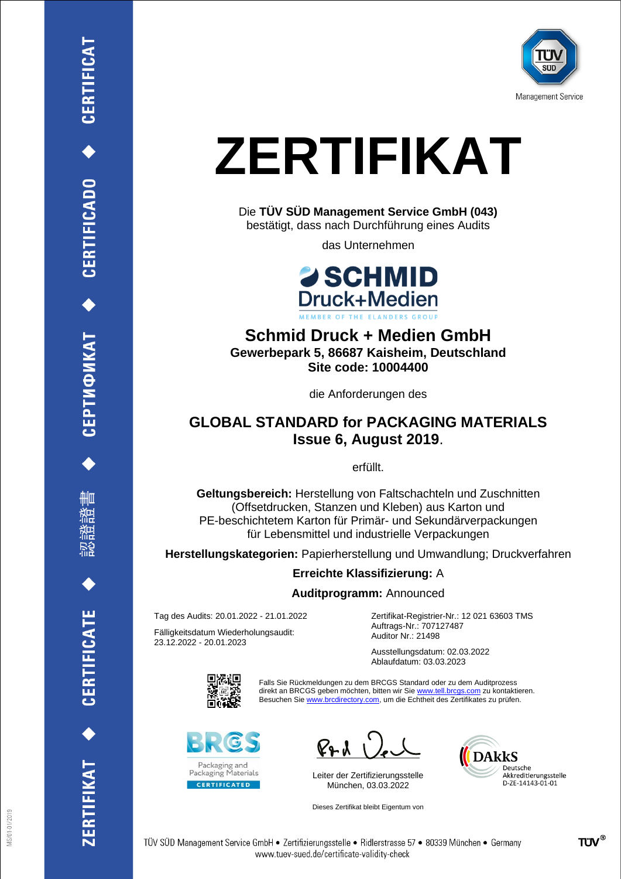ZERTIFIKAT ◆ CERTIFICATE ◆ 認證證書 ◆ СЕРТИФИКАТ ◆ CERTIFICADO ◆ CERTIFICAT

Management Service

# ZERTIFIKAT

Die **TÜV SÜD Management Service GmbH (043)**
bestätigt, dass nach Durchführung eines Audits

das Unternehmen

SCHMID Druck+Medien
MEMBER OF THE ELANDERS GROUP

## Schmid Druck + Medien GmbH

**Gewerbepark 5, 86687 Kaisheim, Deutschland**
**Site code: 10004400**

die Anforderungen des

## GLOBAL STANDARD for PACKAGING MATERIALS Issue 6, August 2019.

erfüllt.

**Geltungsbereich:** Herstellung von Faltschachteln und Zuschnitten (Offsetdrucken, Stanzen und Kleben) aus Karton und PE-beschichtetem Karton für Primär- und Sekundärverpackungen für Lebensmittel und industrielle Verpackungen

**Herstellungskategorien:** Papierherstellung und Umwandlung; Druckverfahren

**Erreichte Klassifizierung:** A

**Auditprogramm:** Announced

Tag des Audits: 20.01.2022 - 21.01.2022

Fälligkeitsdatum Wiederholungsaudit:
23.12.2022 - 20.01.2023

Zertifikat-Registrier-Nr.: 12 021 63603 TMS
Auftrags-Nr.: 707127487
Auditor Nr.: 21498

Ausstellungsdatum: 02.03.2022
Ablaufdatum: 03.03.2023

Falls Sie Rückmeldungen zu dem BRCGS Standard oder zu dem Auditprozess direkt an BRCGS geben möchten, bitten wir Sie www.tell.brcgs.com zu kontaktieren. Besuchen Sie www.brcdirectory.com, um die Echtheit des Zertifikates zu prüfen.

BRCGS Packaging and Packaging Materials CERTIFICATED

Leiter der Zertifizierungsstelle
München, 03.03.2022

DAkkS Deutsche Akkreditierungsstelle D-ZE-14143-01-01

Dieses Zertifikat bleibt Eigentum von

TÜV SÜD Management Service GmbH • Zertifizierungsstelle • Ridlerstrasse 57 • 80339 München • Germany
www.tuev-sued.de/certificate-validity-check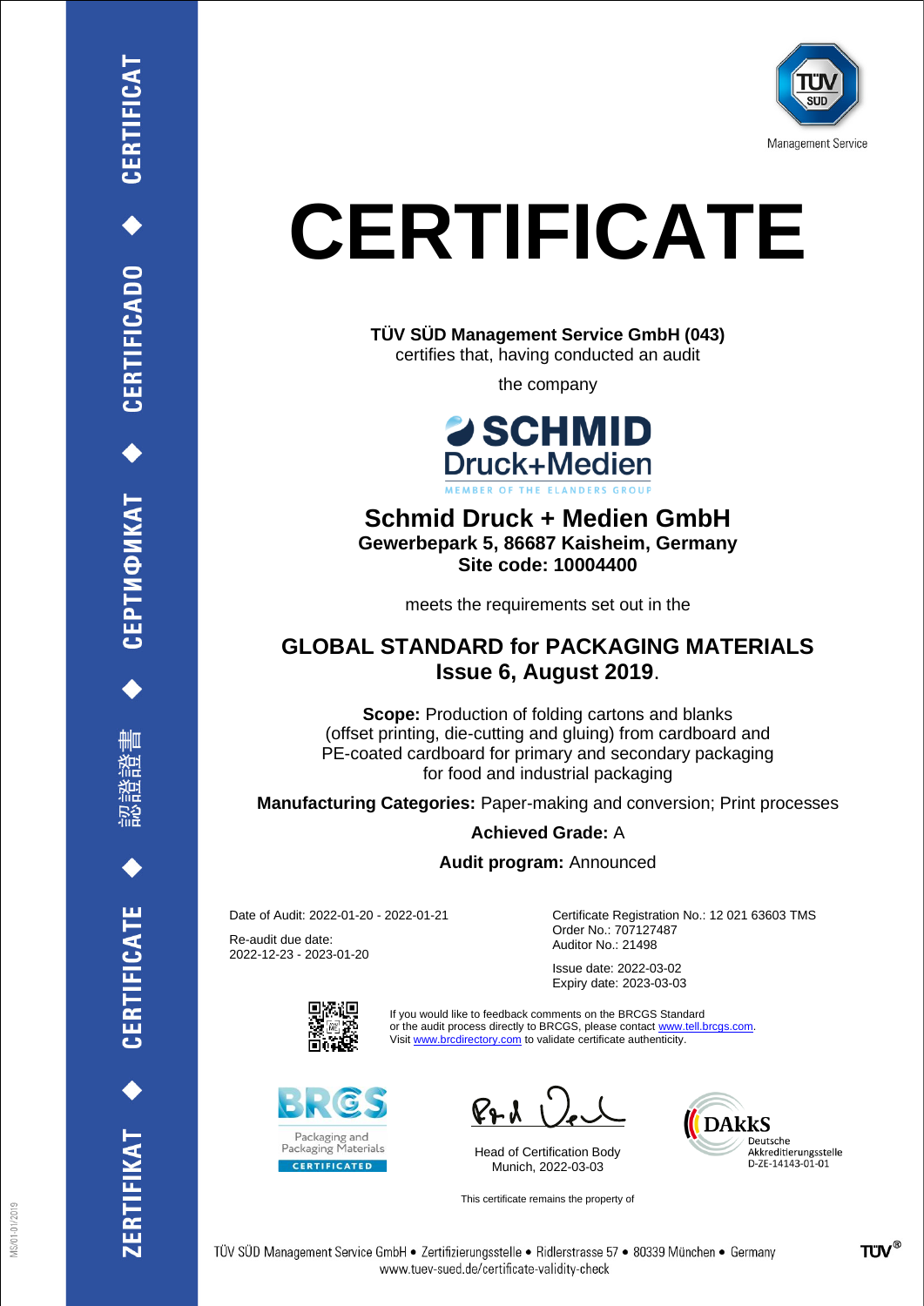CERTIFICAT ◆ CERTIFICADO ◆ СЕРТИФИКАТ ◆ 認證證書 ◆ CERTIFICATE ◆ ZERTIFIKAT

Management Service

# CERTIFICATE

**TÜV SÜD Management Service GmbH (043)**
certifies that, having conducted an audit

the company

SCHMID Druck+Medien
MEMBER OF THE ELANDERS GROUP

## Schmid Druck + Medien GmbH

**Gewerbepark 5, 86687 Kaisheim, Germany**
**Site code: 10004400**

meets the requirements set out in the

## GLOBAL STANDARD for PACKAGING MATERIALS
## Issue 6, August 2019.

**Scope:** Production of folding cartons and blanks (offset printing, die-cutting and gluing) from cardboard and PE-coated cardboard for primary and secondary packaging for food and industrial packaging

**Manufacturing Categories:** Paper-making and conversion; Print processes

**Achieved Grade:** A

**Audit program:** Announced

Date of Audit: 2022-01-20 - 2022-01-21

Re-audit due date:
2022-12-23 - 2023-01-20

Certificate Registration No.: 12 021 63603 TMS
Order No.: 707127487
Auditor No.: 21498

Issue date: 2022-03-02
Expiry date: 2023-03-03

If you would like to feedback comments on the BRCGS Standard or the audit process directly to BRCGS, please contact www.tell.brcgs.com.
Visit www.brcdirectory.com to validate certificate authenticity.

BRCGS Packaging and Packaging Materials CERTIFICATED

Head of Certification Body
Munich, 2022-03-03

DAkkS Deutsche Akkreditierungsstelle D-ZE-14143-01-01

This certificate remains the property of

TÜV SÜD Management Service GmbH • Zertifizierungsstelle • Ridlerstrasse 57 • 80339 München • Germany
www.tuev-sued.de/certificate-validity-check